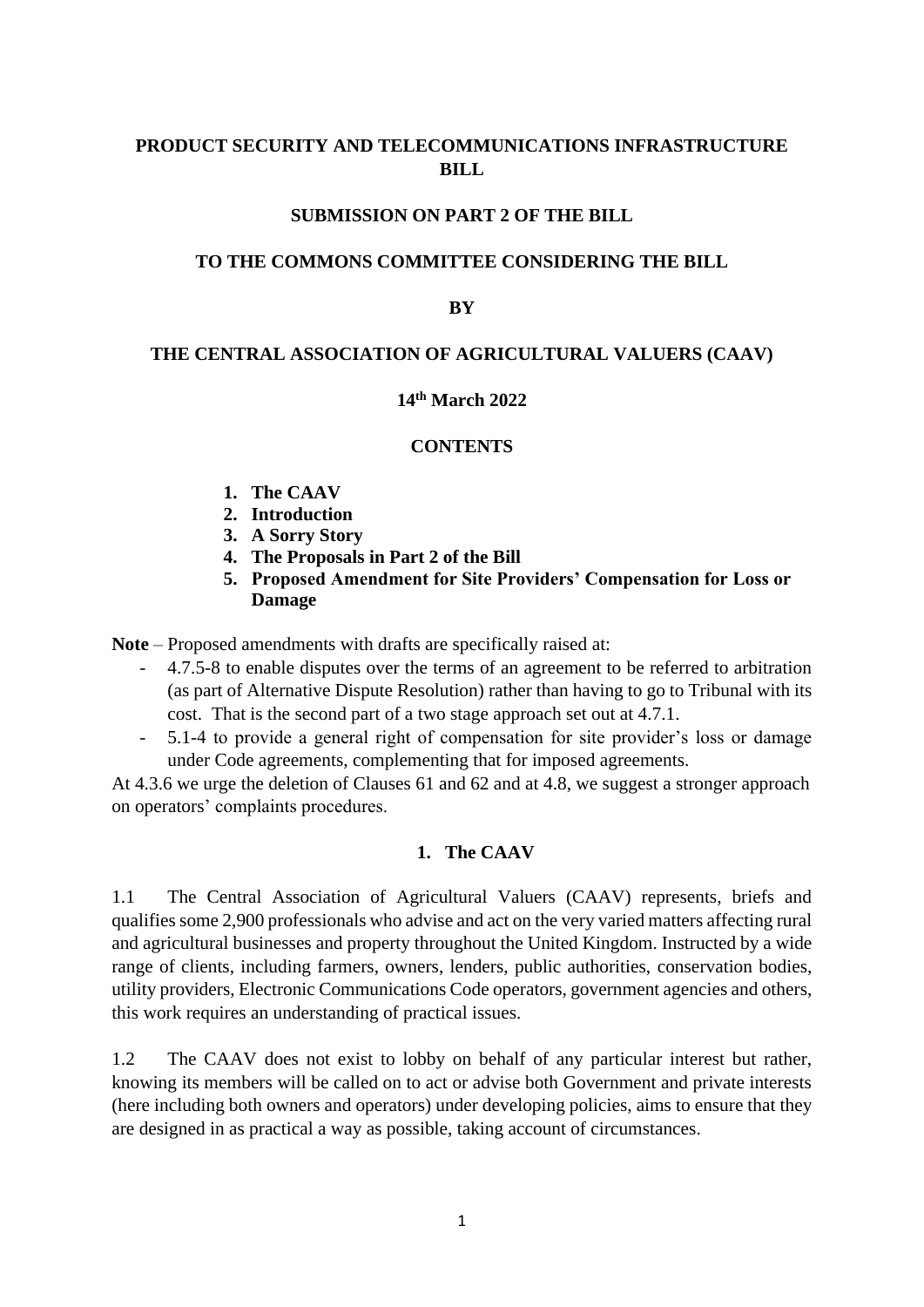# PRODUCT SECURITY AND TELECOMMUNICATIONS INFRASTRUCTURE BILL

## SUBMISSION ON PART 2 OF THE BILL

## TO THE COMMONS COMMITTEE CONSIDERING THE BILL

## BY

## THE CENTRAL ASSOCIATION OF AGRICULTURAL VALUERS (CAAV)

**14th March 2022**

**CONTENTS**

1. **The CAAV**
2. **Introduction**
3. **A Sorry Story**
4. **The Proposals in Part 2 of the Bill**
5. **Proposed Amendment for Site Providers' Compensation for Loss or Damage**

**Note** – Proposed amendments with drafts are specifically raised at:

- 4.7.5-8 to enable disputes over the terms of an agreement to be referred to arbitration (as part of Alternative Dispute Resolution) rather than having to go to Tribunal with its cost. That is the second part of a two stage approach set out at 4.7.1.
- 5.1-4 to provide a general right of compensation for site provider's loss or damage under Code agreements, complementing that for imposed agreements.

At 4.3.6 we urge the deletion of Clauses 61 and 62 and at 4.8, we suggest a stronger approach on operators' complaints procedures.

### 1. The CAAV

1.1 The Central Association of Agricultural Valuers (CAAV) represents, briefs and qualifies some 2,900 professionals who advise and act on the very varied matters affecting rural and agricultural businesses and property throughout the United Kingdom. Instructed by a wide range of clients, including farmers, owners, lenders, public authorities, conservation bodies, utility providers, Electronic Communications Code operators, government agencies and others, this work requires an understanding of practical issues.

1.2 The CAAV does not exist to lobby on behalf of any particular interest but rather, knowing its members will be called on to act or advise both Government and private interests (here including both owners and operators) under developing policies, aims to ensure that they are designed in as practical a way as possible, taking account of circumstances.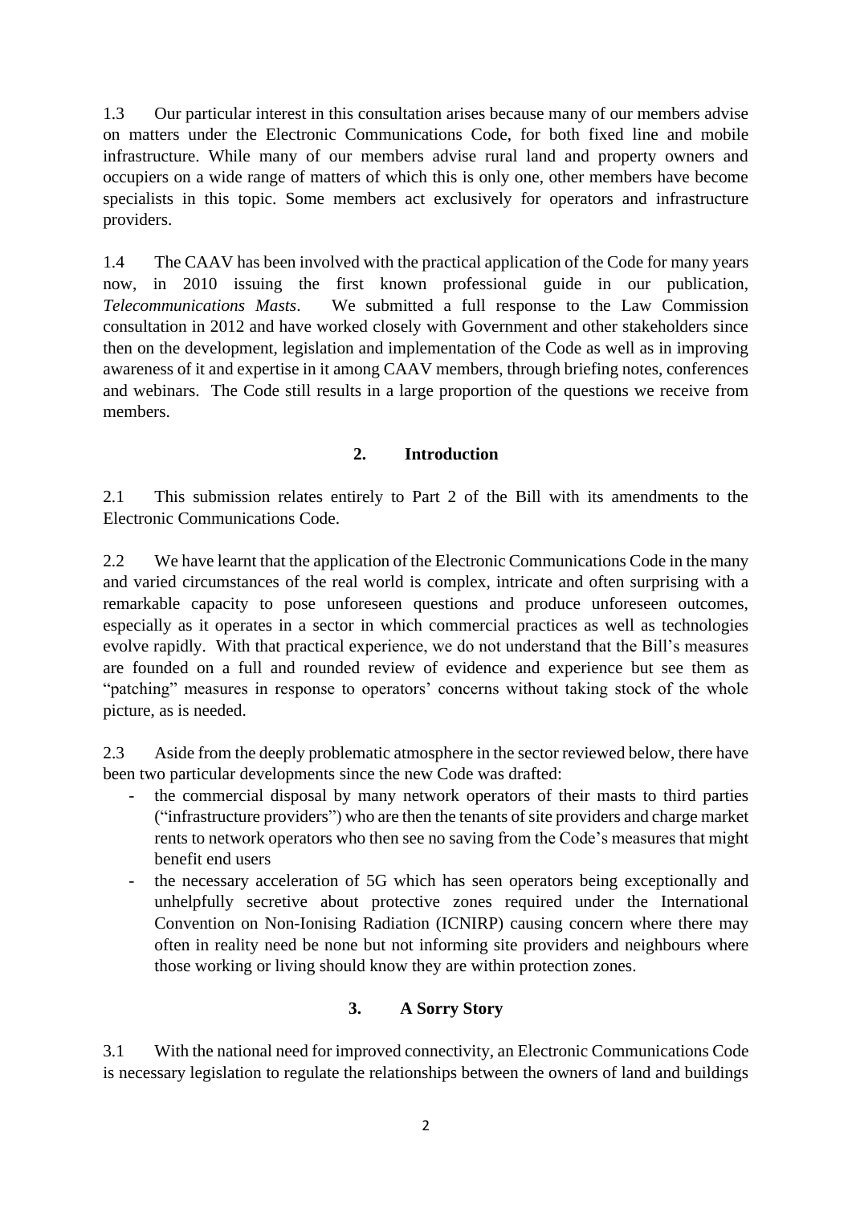1.3 Our particular interest in this consultation arises because many of our members advise on matters under the Electronic Communications Code, for both fixed line and mobile infrastructure. While many of our members advise rural land and property owners and occupiers on a wide range of matters of which this is only one, other members have become specialists in this topic. Some members act exclusively for operators and infrastructure providers.

1.4 The CAAV has been involved with the practical application of the Code for many years now, in 2010 issuing the first known professional guide in our publication, *Telecommunications Masts*. We submitted a full response to the Law Commission consultation in 2012 and have worked closely with Government and other stakeholders since then on the development, legislation and implementation of the Code as well as in improving awareness of it and expertise in it among CAAV members, through briefing notes, conferences and webinars. The Code still results in a large proportion of the questions we receive from members.

## 2. Introduction

2.1 This submission relates entirely to Part 2 of the Bill with its amendments to the Electronic Communications Code.

2.2 We have learnt that the application of the Electronic Communications Code in the many and varied circumstances of the real world is complex, intricate and often surprising with a remarkable capacity to pose unforeseen questions and produce unforeseen outcomes, especially as it operates in a sector in which commercial practices as well as technologies evolve rapidly. With that practical experience, we do not understand that the Bill's measures are founded on a full and rounded review of evidence and experience but see them as "patching" measures in response to operators' concerns without taking stock of the whole picture, as is needed.

2.3 Aside from the deeply problematic atmosphere in the sector reviewed below, there have been two particular developments since the new Code was drafted:

- the commercial disposal by many network operators of their masts to third parties ("infrastructure providers") who are then the tenants of site providers and charge market rents to network operators who then see no saving from the Code's measures that might benefit end users
- the necessary acceleration of 5G which has seen operators being exceptionally and unhelpfully secretive about protective zones required under the International Convention on Non-Ionising Radiation (ICNIRP) causing concern where there may often in reality need be none but not informing site providers and neighbours where those working or living should know they are within protection zones.

## 3. A Sorry Story

3.1 With the national need for improved connectivity, an Electronic Communications Code is necessary legislation to regulate the relationships between the owners of land and buildings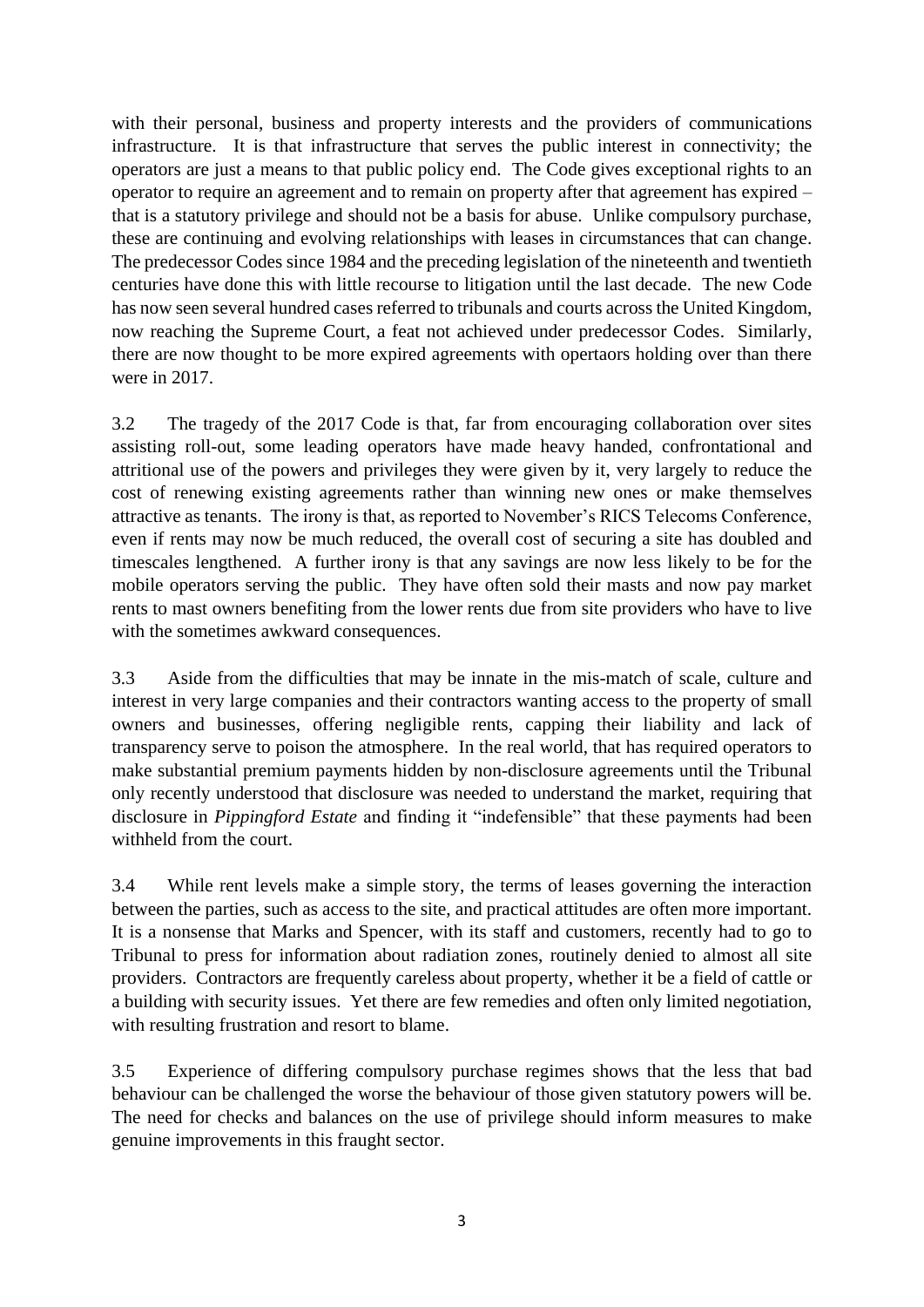with their personal, business and property interests and the providers of communications infrastructure. It is that infrastructure that serves the public interest in connectivity; the operators are just a means to that public policy end. The Code gives exceptional rights to an operator to require an agreement and to remain on property after that agreement has expired – that is a statutory privilege and should not be a basis for abuse. Unlike compulsory purchase, these are continuing and evolving relationships with leases in circumstances that can change. The predecessor Codes since 1984 and the preceding legislation of the nineteenth and twentieth centuries have done this with little recourse to litigation until the last decade. The new Code has now seen several hundred cases referred to tribunals and courts across the United Kingdom, now reaching the Supreme Court, a feat not achieved under predecessor Codes. Similarly, there are now thought to be more expired agreements with opertaors holding over than there were in 2017.

3.2 The tragedy of the 2017 Code is that, far from encouraging collaboration over sites assisting roll-out, some leading operators have made heavy handed, confrontational and attritional use of the powers and privileges they were given by it, very largely to reduce the cost of renewing existing agreements rather than winning new ones or make themselves attractive as tenants. The irony is that, as reported to November's RICS Telecoms Conference, even if rents may now be much reduced, the overall cost of securing a site has doubled and timescales lengthened. A further irony is that any savings are now less likely to be for the mobile operators serving the public. They have often sold their masts and now pay market rents to mast owners benefiting from the lower rents due from site providers who have to live with the sometimes awkward consequences.

3.3 Aside from the difficulties that may be innate in the mis-match of scale, culture and interest in very large companies and their contractors wanting access to the property of small owners and businesses, offering negligible rents, capping their liability and lack of transparency serve to poison the atmosphere. In the real world, that has required operators to make substantial premium payments hidden by non-disclosure agreements until the Tribunal only recently understood that disclosure was needed to understand the market, requiring that disclosure in *Pippingford Estate* and finding it "indefensible" that these payments had been withheld from the court.

3.4 While rent levels make a simple story, the terms of leases governing the interaction between the parties, such as access to the site, and practical attitudes are often more important. It is a nonsense that Marks and Spencer, with its staff and customers, recently had to go to Tribunal to press for information about radiation zones, routinely denied to almost all site providers. Contractors are frequently careless about property, whether it be a field of cattle or a building with security issues. Yet there are few remedies and often only limited negotiation, with resulting frustration and resort to blame.

3.5 Experience of differing compulsory purchase regimes shows that the less that bad behaviour can be challenged the worse the behaviour of those given statutory powers will be. The need for checks and balances on the use of privilege should inform measures to make genuine improvements in this fraught sector.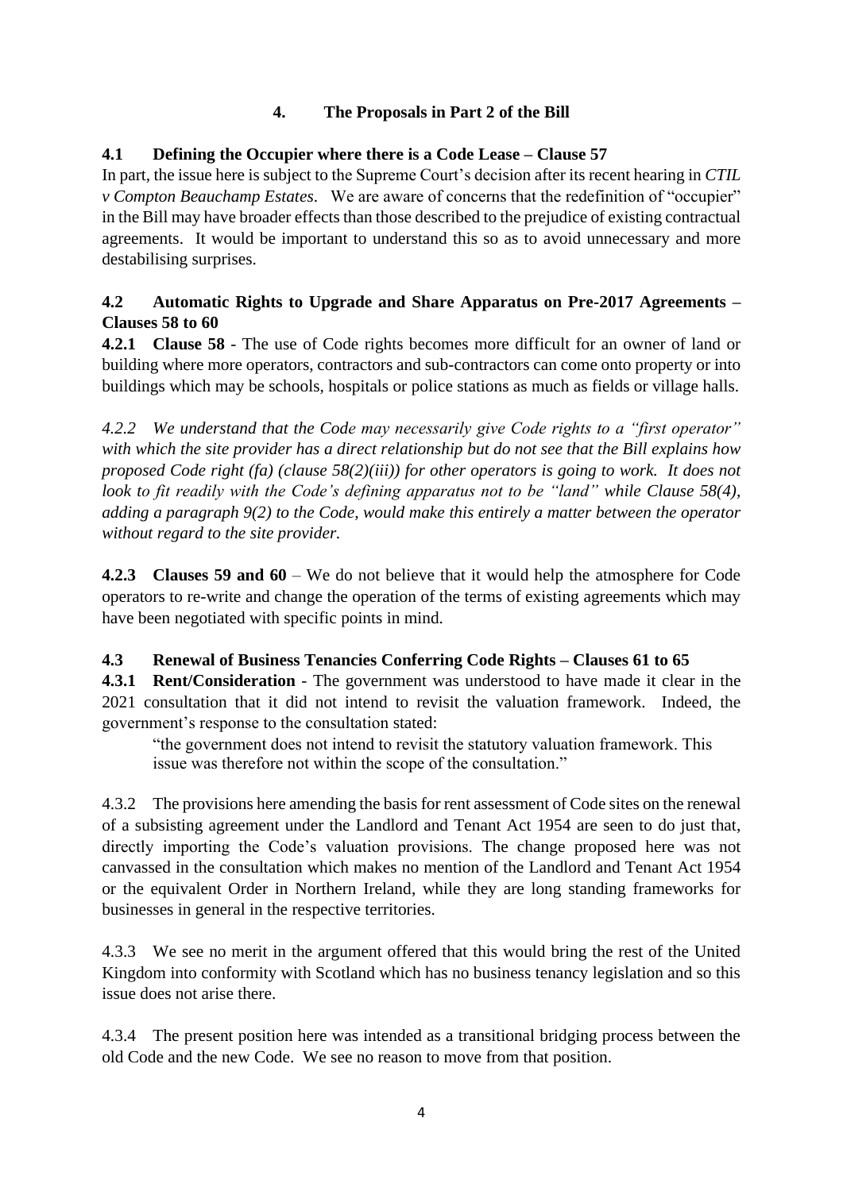## 4. The Proposals in Part 2 of the Bill

### 4.1 Defining the Occupier where there is a Code Lease – Clause 57

In part, the issue here is subject to the Supreme Court's decision after its recent hearing in *CTIL v Compton Beauchamp Estates*. We are aware of concerns that the redefinition of "occupier" in the Bill may have broader effects than those described to the prejudice of existing contractual agreements. It would be important to understand this so as to avoid unnecessary and more destabilising surprises.

### 4.2 Automatic Rights to Upgrade and Share Apparatus on Pre-2017 Agreements – Clauses 58 to 60

**4.2.1 Clause 58** - The use of Code rights becomes more difficult for an owner of land or building where more operators, contractors and sub-contractors can come onto property or into buildings which may be schools, hospitals or police stations as much as fields or village halls.

*4.2.2 We understand that the Code may necessarily give Code rights to a "first operator" with which the site provider has a direct relationship but do not see that the Bill explains how proposed Code right (fa) (clause 58(2)(iii)) for other operators is going to work. It does not look to fit readily with the Code's defining apparatus not to be "land" while Clause 58(4), adding a paragraph 9(2) to the Code, would make this entirely a matter between the operator without regard to the site provider.*

**4.2.3 Clauses 59 and 60** – We do not believe that it would help the atmosphere for Code operators to re-write and change the operation of the terms of existing agreements which may have been negotiated with specific points in mind.

### 4.3 Renewal of Business Tenancies Conferring Code Rights – Clauses 61 to 65

**4.3.1 Rent/Consideration** - The government was understood to have made it clear in the 2021 consultation that it did not intend to revisit the valuation framework. Indeed, the government's response to the consultation stated:

> "the government does not intend to revisit the statutory valuation framework. This issue was therefore not within the scope of the consultation."

4.3.2 The provisions here amending the basis for rent assessment of Code sites on the renewal of a subsisting agreement under the Landlord and Tenant Act 1954 are seen to do just that, directly importing the Code's valuation provisions. The change proposed here was not canvassed in the consultation which makes no mention of the Landlord and Tenant Act 1954 or the equivalent Order in Northern Ireland, while they are long standing frameworks for businesses in general in the respective territories.

4.3.3 We see no merit in the argument offered that this would bring the rest of the United Kingdom into conformity with Scotland which has no business tenancy legislation and so this issue does not arise there.

4.3.4 The present position here was intended as a transitional bridging process between the old Code and the new Code. We see no reason to move from that position.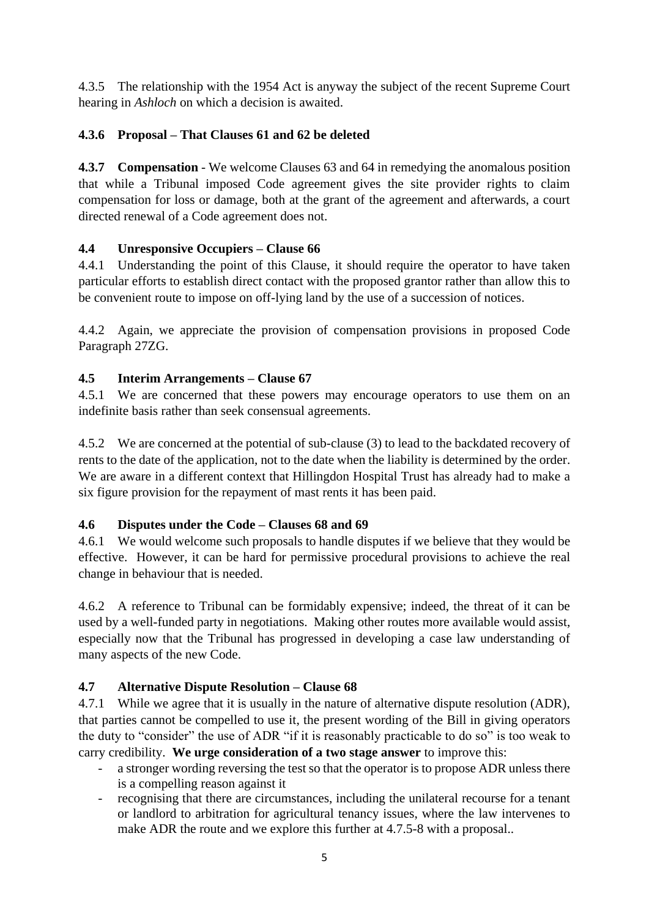4.3.5 The relationship with the 1954 Act is anyway the subject of the recent Supreme Court hearing in *Ashloch* on which a decision is awaited.

**4.3.6 Proposal – That Clauses 61 and 62 be deleted**

**4.3.7 Compensation** - We welcome Clauses 63 and 64 in remedying the anomalous position that while a Tribunal imposed Code agreement gives the site provider rights to claim compensation for loss or damage, both at the grant of the agreement and afterwards, a court directed renewal of a Code agreement does not.

### 4.4 Unresponsive Occupiers – Clause 66

4.4.1 Understanding the point of this Clause, it should require the operator to have taken particular efforts to establish direct contact with the proposed grantor rather than allow this to be convenient route to impose on off-lying land by the use of a succession of notices.

4.4.2 Again, we appreciate the provision of compensation provisions in proposed Code Paragraph 27ZG.

### 4.5 Interim Arrangements – Clause 67

4.5.1 We are concerned that these powers may encourage operators to use them on an indefinite basis rather than seek consensual agreements.

4.5.2 We are concerned at the potential of sub-clause (3) to lead to the backdated recovery of rents to the date of the application, not to the date when the liability is determined by the order. We are aware in a different context that Hillingdon Hospital Trust has already had to make a six figure provision for the repayment of mast rents it has been paid.

### 4.6 Disputes under the Code – Clauses 68 and 69

4.6.1 We would welcome such proposals to handle disputes if we believe that they would be effective. However, it can be hard for permissive procedural provisions to achieve the real change in behaviour that is needed.

4.6.2 A reference to Tribunal can be formidably expensive; indeed, the threat of it can be used by a well-funded party in negotiations. Making other routes more available would assist, especially now that the Tribunal has progressed in developing a case law understanding of many aspects of the new Code.

### 4.7 Alternative Dispute Resolution – Clause 68

4.7.1 While we agree that it is usually in the nature of alternative dispute resolution (ADR), that parties cannot be compelled to use it, the present wording of the Bill in giving operators the duty to "consider" the use of ADR "if it is reasonably practicable to do so" is too weak to carry credibility. **We urge consideration of a two stage answer** to improve this:

- a stronger wording reversing the test so that the operator is to propose ADR unless there is a compelling reason against it
- recognising that there are circumstances, including the unilateral recourse for a tenant or landlord to arbitration for agricultural tenancy issues, where the law intervenes to make ADR the route and we explore this further at 4.7.5-8 with a proposal..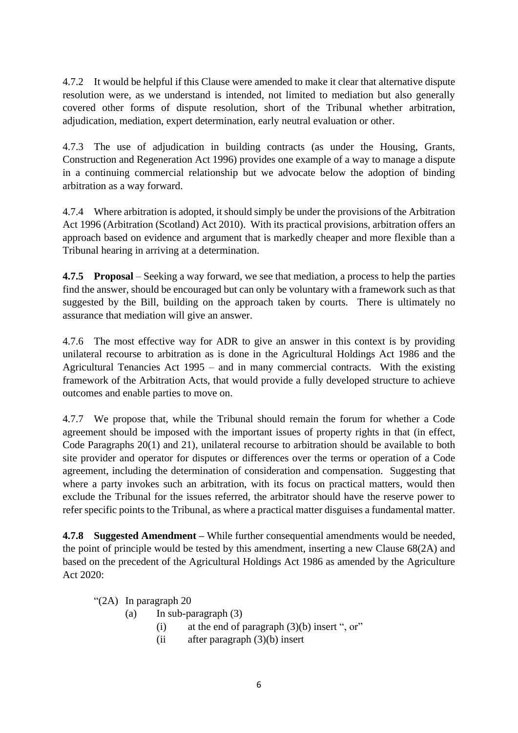4.7.2 It would be helpful if this Clause were amended to make it clear that alternative dispute resolution were, as we understand is intended, not limited to mediation but also generally covered other forms of dispute resolution, short of the Tribunal whether arbitration, adjudication, mediation, expert determination, early neutral evaluation or other.

4.7.3 The use of adjudication in building contracts (as under the Housing, Grants, Construction and Regeneration Act 1996) provides one example of a way to manage a dispute in a continuing commercial relationship but we advocate below the adoption of binding arbitration as a way forward.

4.7.4 Where arbitration is adopted, it should simply be under the provisions of the Arbitration Act 1996 (Arbitration (Scotland) Act 2010). With its practical provisions, arbitration offers an approach based on evidence and argument that is markedly cheaper and more flexible than a Tribunal hearing in arriving at a determination.

**4.7.5 Proposal** – Seeking a way forward, we see that mediation, a process to help the parties find the answer, should be encouraged but can only be voluntary with a framework such as that suggested by the Bill, building on the approach taken by courts. There is ultimately no assurance that mediation will give an answer.

4.7.6 The most effective way for ADR to give an answer in this context is by providing unilateral recourse to arbitration as is done in the Agricultural Holdings Act 1986 and the Agricultural Tenancies Act 1995 – and in many commercial contracts. With the existing framework of the Arbitration Acts, that would provide a fully developed structure to achieve outcomes and enable parties to move on.

4.7.7 We propose that, while the Tribunal should remain the forum for whether a Code agreement should be imposed with the important issues of property rights in that (in effect, Code Paragraphs 20(1) and 21), unilateral recourse to arbitration should be available to both site provider and operator for disputes or differences over the terms or operation of a Code agreement, including the determination of consideration and compensation. Suggesting that where a party invokes such an arbitration, with its focus on practical matters, would then exclude the Tribunal for the issues referred, the arbitrator should have the reserve power to refer specific points to the Tribunal, as where a practical matter disguises a fundamental matter.

**4.7.8 Suggested Amendment –** While further consequential amendments would be needed, the point of principle would be tested by this amendment, inserting a new Clause 68(2A) and based on the precedent of the Agricultural Holdings Act 1986 as amended by the Agriculture Act 2020:

"(2A) In paragraph 20

(a) In sub-paragraph (3)

(i) at the end of paragraph (3)(b) insert ", or"

(ii after paragraph (3)(b) insert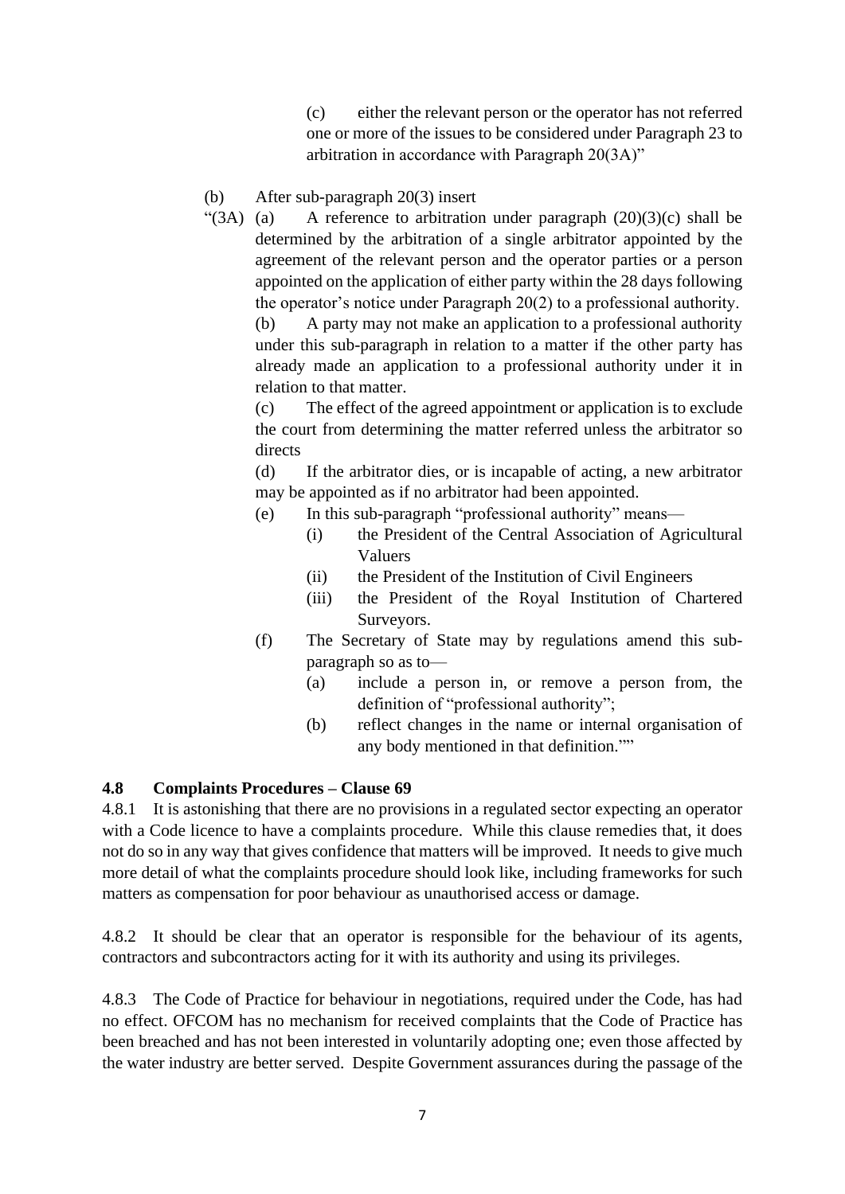(c) either the relevant person or the operator has not referred one or more of the issues to be considered under Paragraph 23 to arbitration in accordance with Paragraph 20(3A)"

(b) After sub-paragraph 20(3) insert

"(3A) (a) A reference to arbitration under paragraph (20)(3)(c) shall be determined by the arbitration of a single arbitrator appointed by the agreement of the relevant person and the operator parties or a person appointed on the application of either party within the 28 days following the operator's notice under Paragraph 20(2) to a professional authority.

(b) A party may not make an application to a professional authority under this sub-paragraph in relation to a matter if the other party has already made an application to a professional authority under it in relation to that matter.

(c) The effect of the agreed appointment or application is to exclude the court from determining the matter referred unless the arbitrator so directs

(d) If the arbitrator dies, or is incapable of acting, a new arbitrator may be appointed as if no arbitrator had been appointed.

(e) In this sub-paragraph "professional authority" means—

(i) the President of the Central Association of Agricultural Valuers

(ii) the President of the Institution of Civil Engineers

(iii) the President of the Royal Institution of Chartered Surveyors.

(f) The Secretary of State may by regulations amend this sub-paragraph so as to—

(a) include a person in, or remove a person from, the definition of "professional authority";

(b) reflect changes in the name or internal organisation of any body mentioned in that definition.""

**4.8 Complaints Procedures – Clause 69**

4.8.1 It is astonishing that there are no provisions in a regulated sector expecting an operator with a Code licence to have a complaints procedure. While this clause remedies that, it does not do so in any way that gives confidence that matters will be improved. It needs to give much more detail of what the complaints procedure should look like, including frameworks for such matters as compensation for poor behaviour as unauthorised access or damage.

4.8.2 It should be clear that an operator is responsible for the behaviour of its agents, contractors and subcontractors acting for it with its authority and using its privileges.

4.8.3 The Code of Practice for behaviour in negotiations, required under the Code, has had no effect. OFCOM has no mechanism for received complaints that the Code of Practice has been breached and has not been interested in voluntarily adopting one; even those affected by the water industry are better served. Despite Government assurances during the passage of the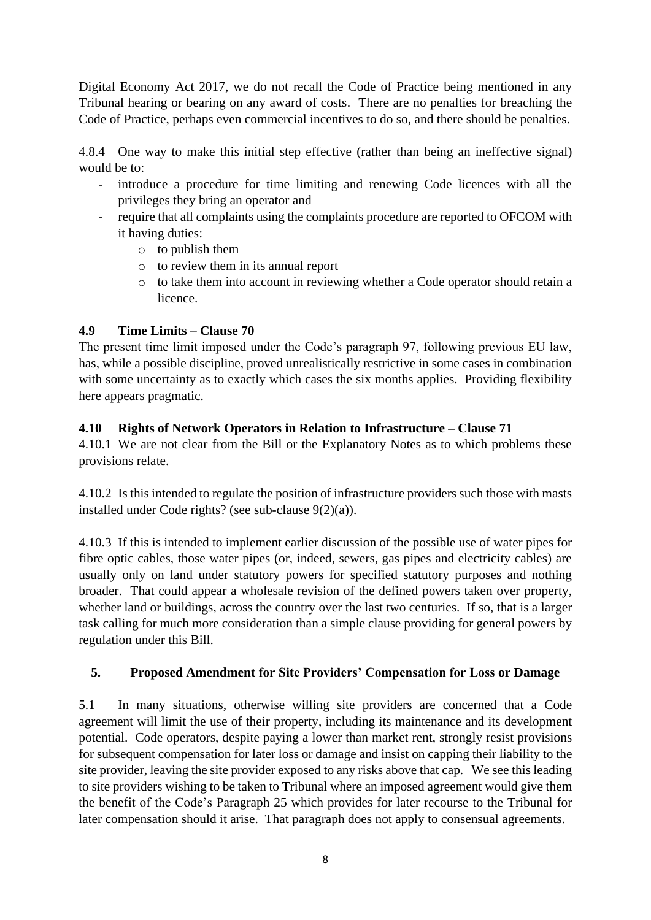Digital Economy Act 2017, we do not recall the Code of Practice being mentioned in any Tribunal hearing or bearing on any award of costs. There are no penalties for breaching the Code of Practice, perhaps even commercial incentives to do so, and there should be penalties.

4.8.4 One way to make this initial step effective (rather than being an ineffective signal) would be to:

- introduce a procedure for time limiting and renewing Code licences with all the privileges they bring an operator and
- require that all complaints using the complaints procedure are reported to OFCOM with it having duties:
  - to publish them
  - to review them in its annual report
  - to take them into account in reviewing whether a Code operator should retain a licence.

### 4.9 Time Limits – Clause 70

The present time limit imposed under the Code's paragraph 97, following previous EU law, has, while a possible discipline, proved unrealistically restrictive in some cases in combination with some uncertainty as to exactly which cases the six months applies. Providing flexibility here appears pragmatic.

### 4.10 Rights of Network Operators in Relation to Infrastructure – Clause 71

4.10.1 We are not clear from the Bill or the Explanatory Notes as to which problems these provisions relate.

4.10.2 Is this intended to regulate the position of infrastructure providers such those with masts installed under Code rights? (see sub-clause 9(2)(a)).

4.10.3 If this is intended to implement earlier discussion of the possible use of water pipes for fibre optic cables, those water pipes (or, indeed, sewers, gas pipes and electricity cables) are usually only on land under statutory powers for specified statutory purposes and nothing broader. That could appear a wholesale revision of the defined powers taken over property, whether land or buildings, across the country over the last two centuries. If so, that is a larger task calling for much more consideration than a simple clause providing for general powers by regulation under this Bill.

## 5. Proposed Amendment for Site Providers' Compensation for Loss or Damage

5.1 In many situations, otherwise willing site providers are concerned that a Code agreement will limit the use of their property, including its maintenance and its development potential. Code operators, despite paying a lower than market rent, strongly resist provisions for subsequent compensation for later loss or damage and insist on capping their liability to the site provider, leaving the site provider exposed to any risks above that cap. We see this leading to site providers wishing to be taken to Tribunal where an imposed agreement would give them the benefit of the Code's Paragraph 25 which provides for later recourse to the Tribunal for later compensation should it arise. That paragraph does not apply to consensual agreements.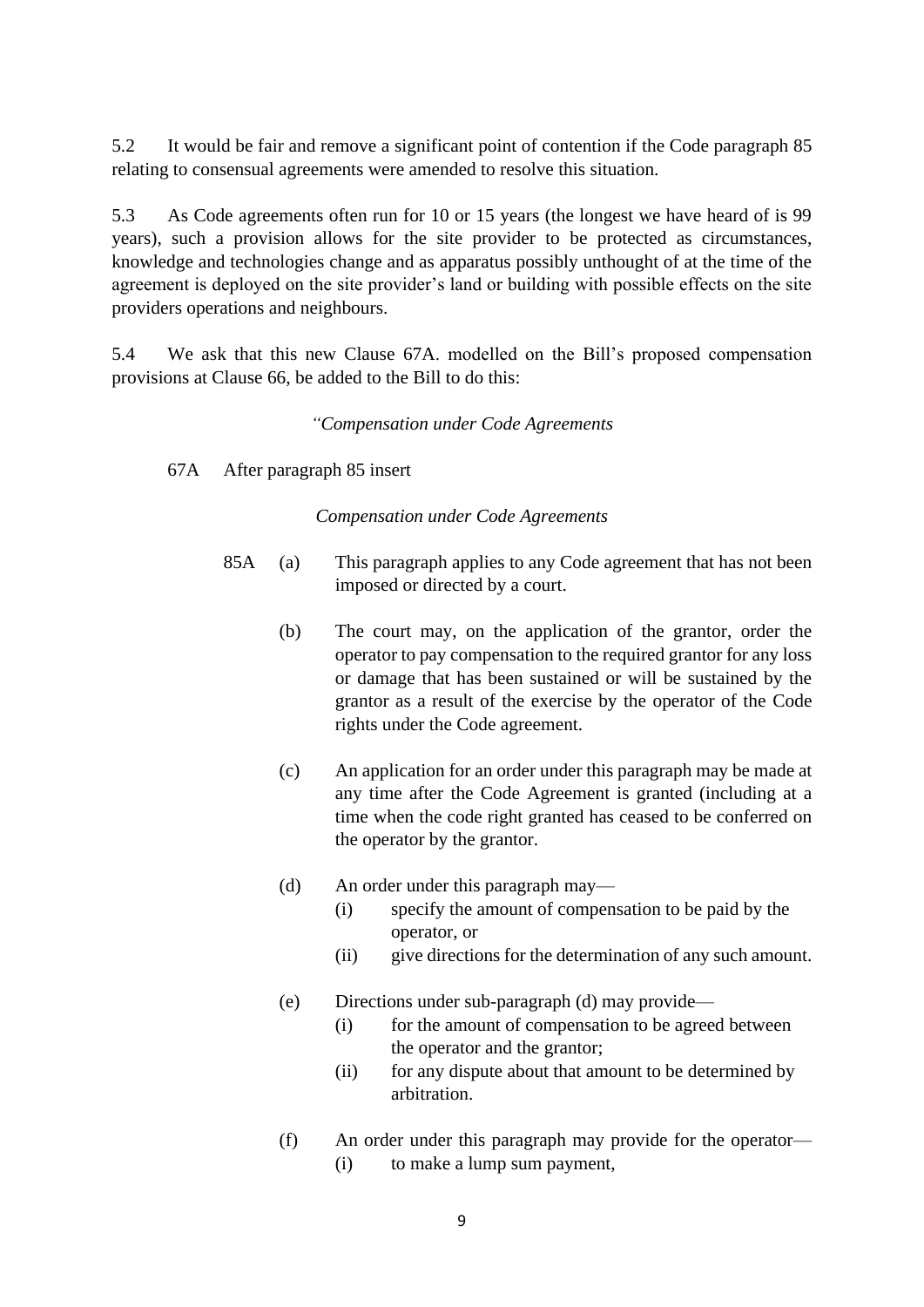5.2 It would be fair and remove a significant point of contention if the Code paragraph 85 relating to consensual agreements were amended to resolve this situation.

5.3 As Code agreements often run for 10 or 15 years (the longest we have heard of is 99 years), such a provision allows for the site provider to be protected as circumstances, knowledge and technologies change and as apparatus possibly unthought of at the time of the agreement is deployed on the site provider's land or building with possible effects on the site providers operations and neighbours.

5.4 We ask that this new Clause 67A. modelled on the Bill's proposed compensation provisions at Clause 66, be added to the Bill to do this:

*"Compensation under Code Agreements*

67A After paragraph 85 insert

*Compensation under Code Agreements*

85A (a) This paragraph applies to any Code agreement that has not been imposed or directed by a court.

(b) The court may, on the application of the grantor, order the operator to pay compensation to the required grantor for any loss or damage that has been sustained or will be sustained by the grantor as a result of the exercise by the operator of the Code rights under the Code agreement.

(c) An application for an order under this paragraph may be made at any time after the Code Agreement is granted (including at a time when the code right granted has ceased to be conferred on the operator by the grantor.

(d) An order under this paragraph may—
   - (i) specify the amount of compensation to be paid by the operator, or
   - (ii) give directions for the determination of any such amount.

(e) Directions under sub-paragraph (d) may provide—
   - (i) for the amount of compensation to be agreed between the operator and the grantor;
   - (ii) for any dispute about that amount to be determined by arbitration.

(f) An order under this paragraph may provide for the operator—
   - (i) to make a lump sum payment,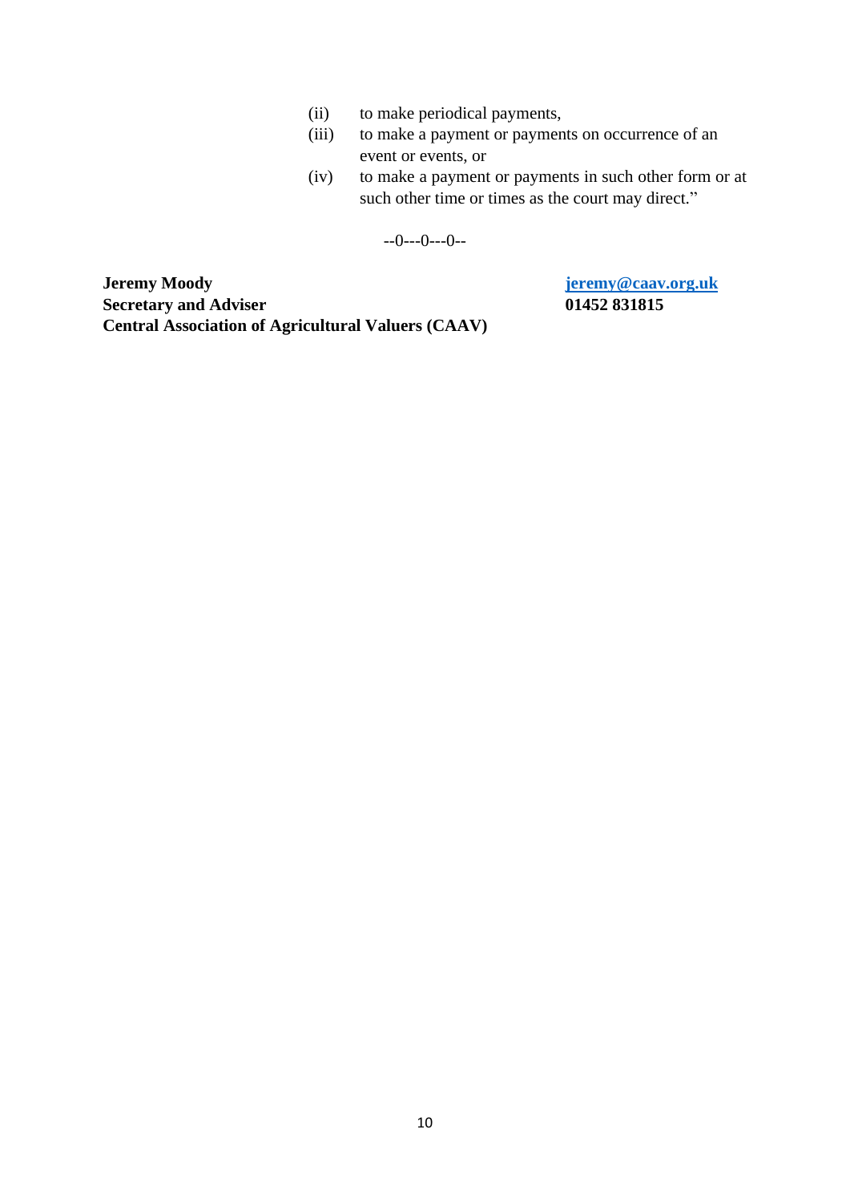(ii) to make periodical payments,

(iii) to make a payment or payments on occurrence of an event or events, or

(iv) to make a payment or payments in such other form or at such other time or times as the court may direct."

--0---0---0--

**Jeremy Moody** **[jeremy@caav.org.uk](mailto:jeremy@caav.org.uk)**
**Secretary and Adviser** **01452 831815**
**Central Association of Agricultural Valuers (CAAV)**